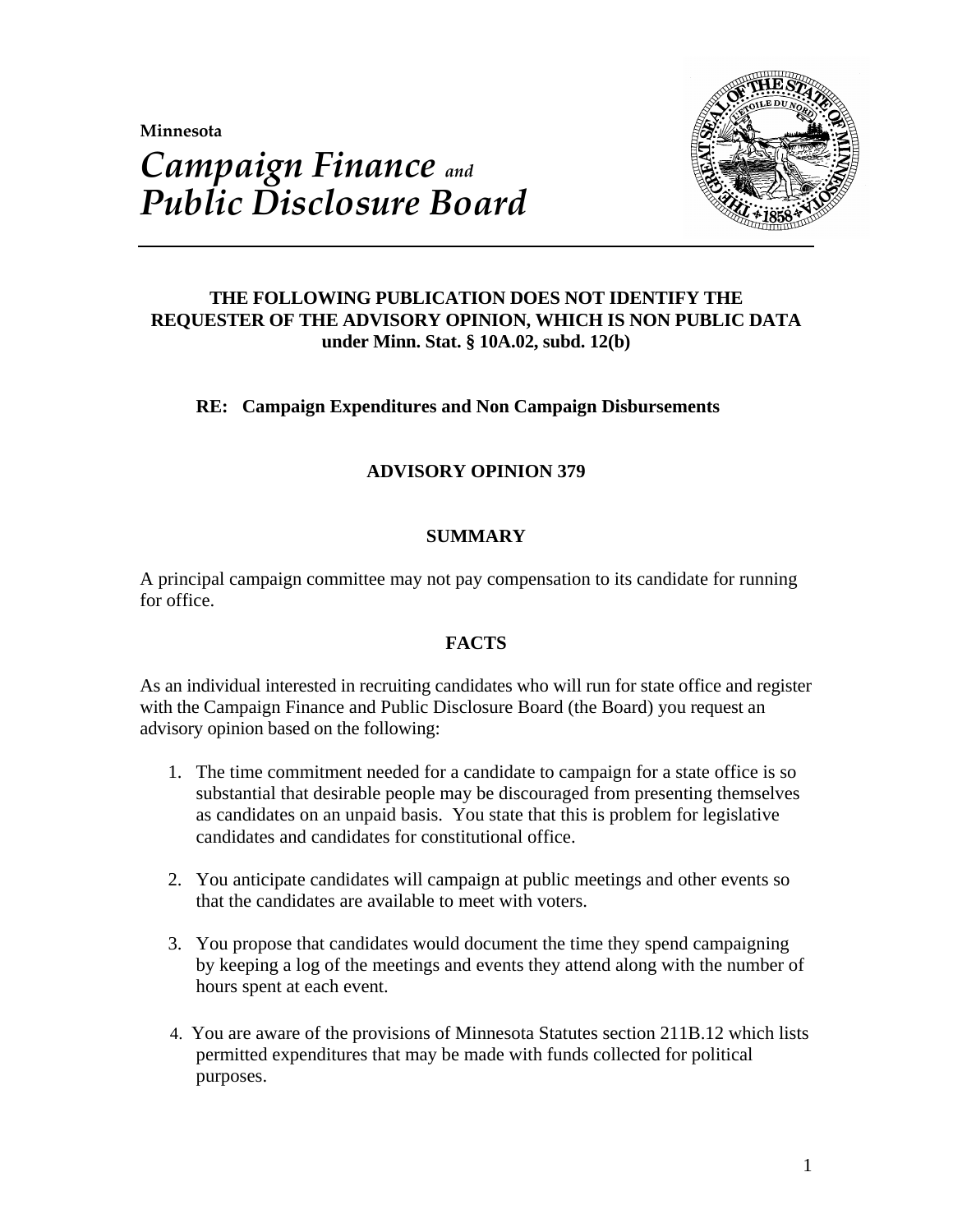Minnesota

# *Campaign Finance and Public Disclosure Board*

**THE FOLLOWING PUBLICATION DOES NOT IDENTIFY THE REQUESTER OF THE ADVISORY OPINION, WHICH IS NON PUBLIC DATA under Minn. Stat. § 10A.02, subd. 12(b)**

**RE: Campaign Expenditures and Non Campaign Disbursements**

## ADVISORY OPINION 379

### SUMMARY

A principal campaign committee may not pay compensation to its candidate for running for office.

### FACTS

As an individual interested in recruiting candidates who will run for state office and register with the Campaign Finance and Public Disclosure Board (the Board) you request an advisory opinion based on the following:

1. The time commitment needed for a candidate to campaign for a state office is so substantial that desirable people may be discouraged from presenting themselves as candidates on an unpaid basis. You state that this is problem for legislative candidates and candidates for constitutional office.

2. You anticipate candidates will campaign at public meetings and other events so that the candidates are available to meet with voters.

3. You propose that candidates would document the time they spend campaigning by keeping a log of the meetings and events they attend along with the number of hours spent at each event.

4. You are aware of the provisions of Minnesota Statutes section 211B.12 which lists permitted expenditures that may be made with funds collected for political purposes.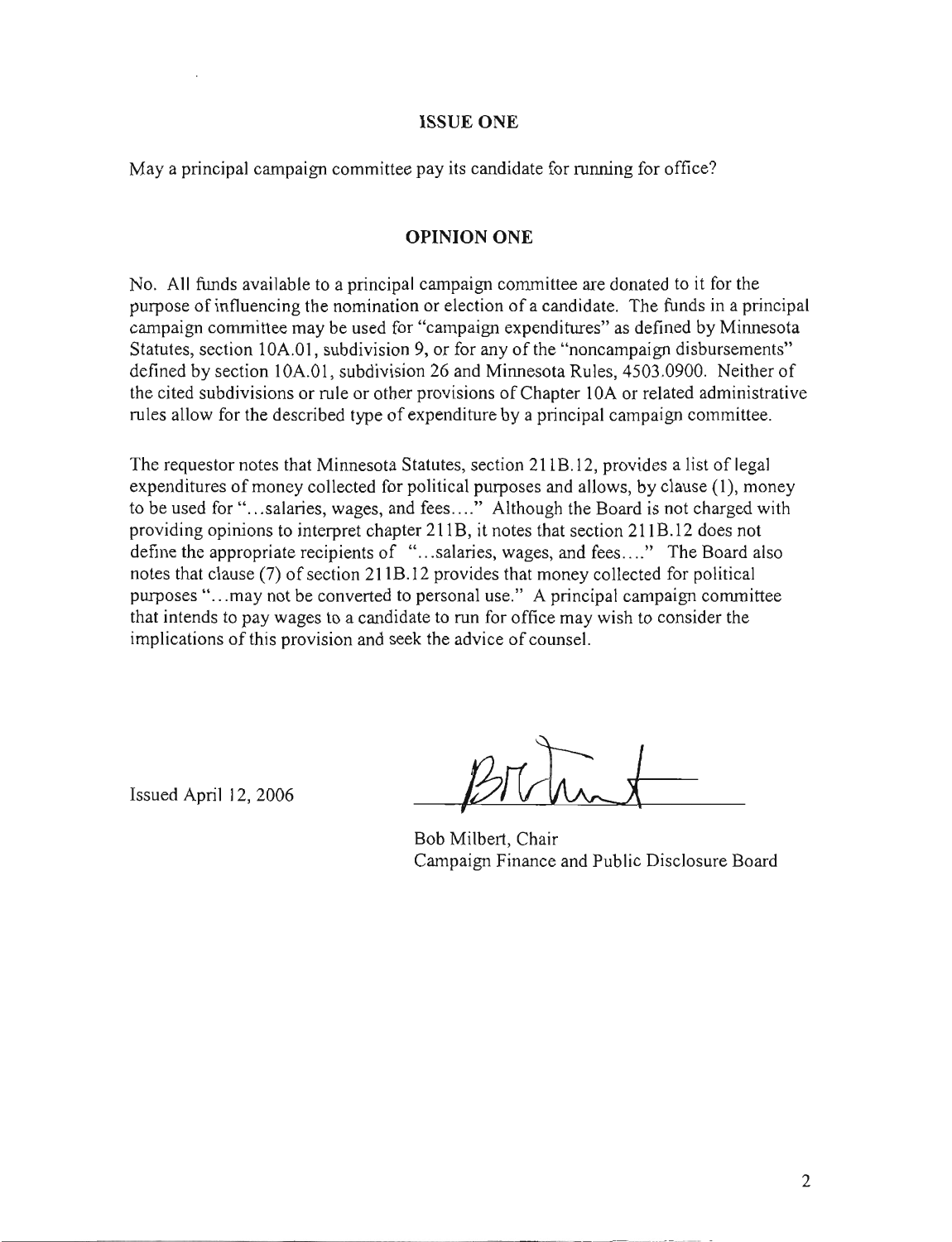## ISSUE ONE

May a principal campaign committee pay its candidate for running for office?

## OPINION ONE

No. All funds available to a principal campaign committee are donated to it for the purpose of influencing the nomination or election of a candidate. The funds in a principal campaign committee may be used for "campaign expenditures" as defined by Minnesota Statutes, section 10A.01, subdivision 9, or for any of the "noncampaign disbursements" defined by section 10A.01, subdivision 26 and Minnesota Rules, 4503.0900. Neither of the cited subdivisions or rule or other provisions of Chapter 10A or related administrative rules allow for the described type of expenditure by a principal campaign committee.

The requestor notes that Minnesota Statutes, section 211B.12, provides a list of legal expenditures of money collected for political purposes and allows, by clause (1), money to be used for "...salaries, wages, and fees...." Although the Board is not charged with providing opinions to interpret chapter 211B, it notes that section 211B.12 does not define the appropriate recipients of "...salaries, wages, and fees...." The Board also notes that clause (7) of section 211B.12 provides that money collected for political purposes "...may not be converted to personal use." A principal campaign committee that intends to pay wages to a candidate to run for office may wish to consider the implications of this provision and seek the advice of counsel.

Issued April 12, 2006

Bob Milbert, Chair
Campaign Finance and Public Disclosure Board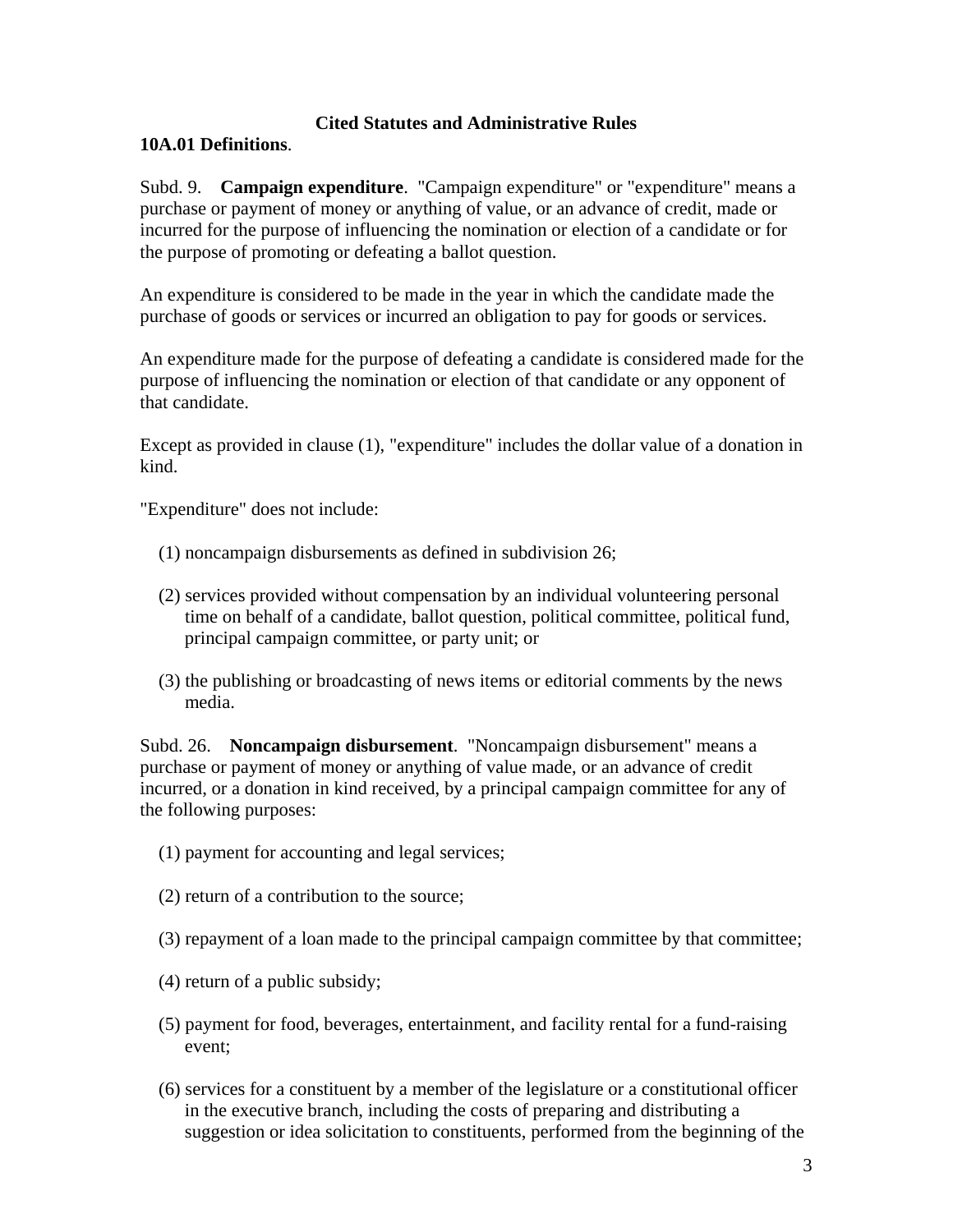**Cited Statutes and Administrative Rules**

**10A.01 Definitions**.

Subd. 9. **Campaign expenditure**. "Campaign expenditure" or "expenditure" means a purchase or payment of money or anything of value, or an advance of credit, made or incurred for the purpose of influencing the nomination or election of a candidate or for the purpose of promoting or defeating a ballot question.

An expenditure is considered to be made in the year in which the candidate made the purchase of goods or services or incurred an obligation to pay for goods or services.

An expenditure made for the purpose of defeating a candidate is considered made for the purpose of influencing the nomination or election of that candidate or any opponent of that candidate.

Except as provided in clause (1), "expenditure" includes the dollar value of a donation in kind.

"Expenditure" does not include:

(1) noncampaign disbursements as defined in subdivision 26;

(2) services provided without compensation by an individual volunteering personal time on behalf of a candidate, ballot question, political committee, political fund, principal campaign committee, or party unit; or

(3) the publishing or broadcasting of news items or editorial comments by the news media.

Subd. 26. **Noncampaign disbursement**. "Noncampaign disbursement" means a purchase or payment of money or anything of value made, or an advance of credit incurred, or a donation in kind received, by a principal campaign committee for any of the following purposes:

(1) payment for accounting and legal services;

(2) return of a contribution to the source;

(3) repayment of a loan made to the principal campaign committee by that committee;

(4) return of a public subsidy;

(5) payment for food, beverages, entertainment, and facility rental for a fund-raising event;

(6) services for a constituent by a member of the legislature or a constitutional officer in the executive branch, including the costs of preparing and distributing a suggestion or idea solicitation to constituents, performed from the beginning of the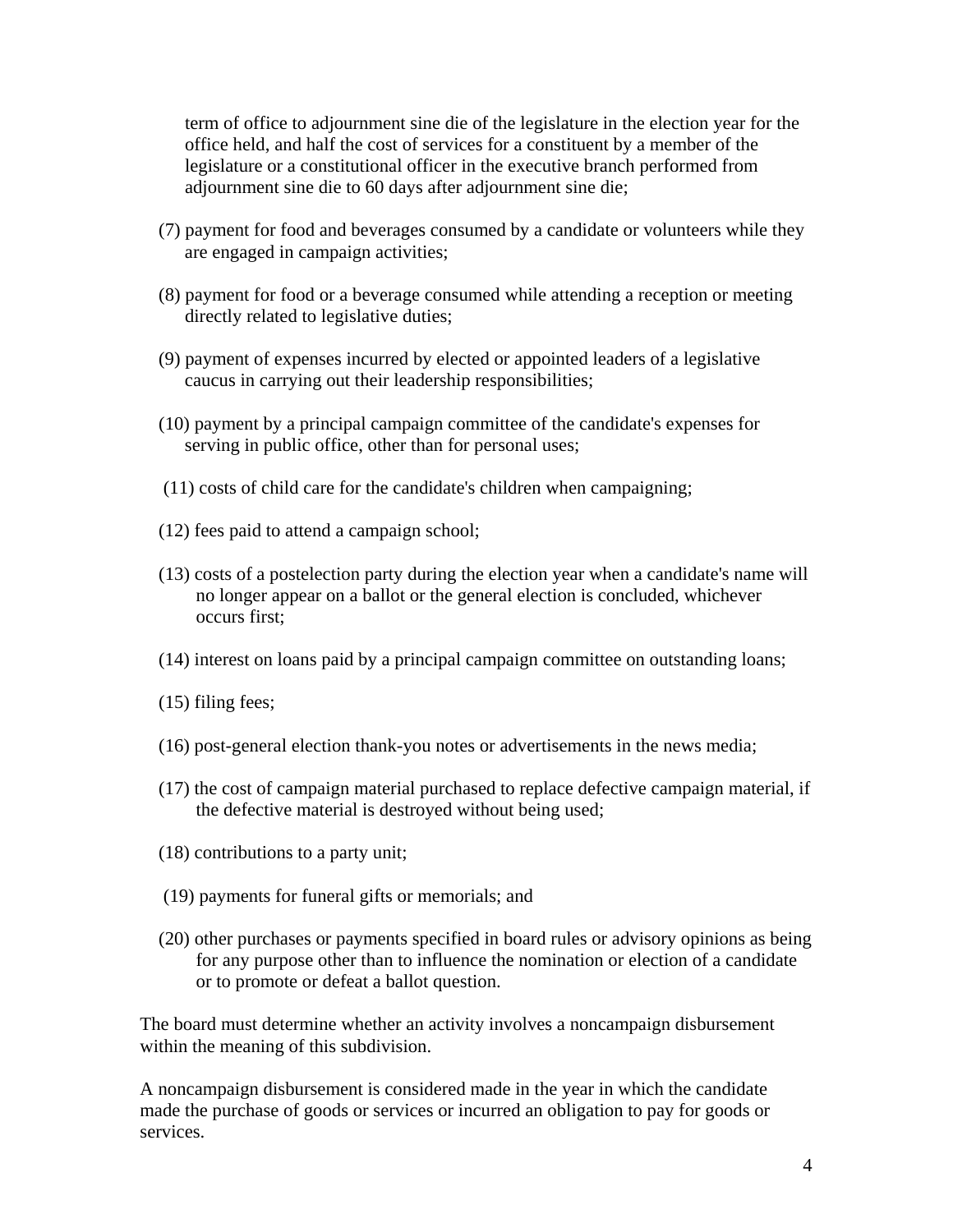term of office to adjournment sine die of the legislature in the election year for the office held, and half the cost of services for a constituent by a member of the legislature or a constitutional officer in the executive branch performed from adjournment sine die to 60 days after adjournment sine die;

(7) payment for food and beverages consumed by a candidate or volunteers while they are engaged in campaign activities;

(8) payment for food or a beverage consumed while attending a reception or meeting directly related to legislative duties;

(9) payment of expenses incurred by elected or appointed leaders of a legislative caucus in carrying out their leadership responsibilities;

(10) payment by a principal campaign committee of the candidate's expenses for serving in public office, other than for personal uses;

(11) costs of child care for the candidate's children when campaigning;

(12) fees paid to attend a campaign school;

(13) costs of a postelection party during the election year when a candidate's name will no longer appear on a ballot or the general election is concluded, whichever occurs first;

(14) interest on loans paid by a principal campaign committee on outstanding loans;

(15) filing fees;

(16) post-general election thank-you notes or advertisements in the news media;

(17) the cost of campaign material purchased to replace defective campaign material, if the defective material is destroyed without being used;

(18) contributions to a party unit;

(19) payments for funeral gifts or memorials; and

(20) other purchases or payments specified in board rules or advisory opinions as being for any purpose other than to influence the nomination or election of a candidate or to promote or defeat a ballot question.

The board must determine whether an activity involves a noncampaign disbursement within the meaning of this subdivision.

A noncampaign disbursement is considered made in the year in which the candidate made the purchase of goods or services or incurred an obligation to pay for goods or services.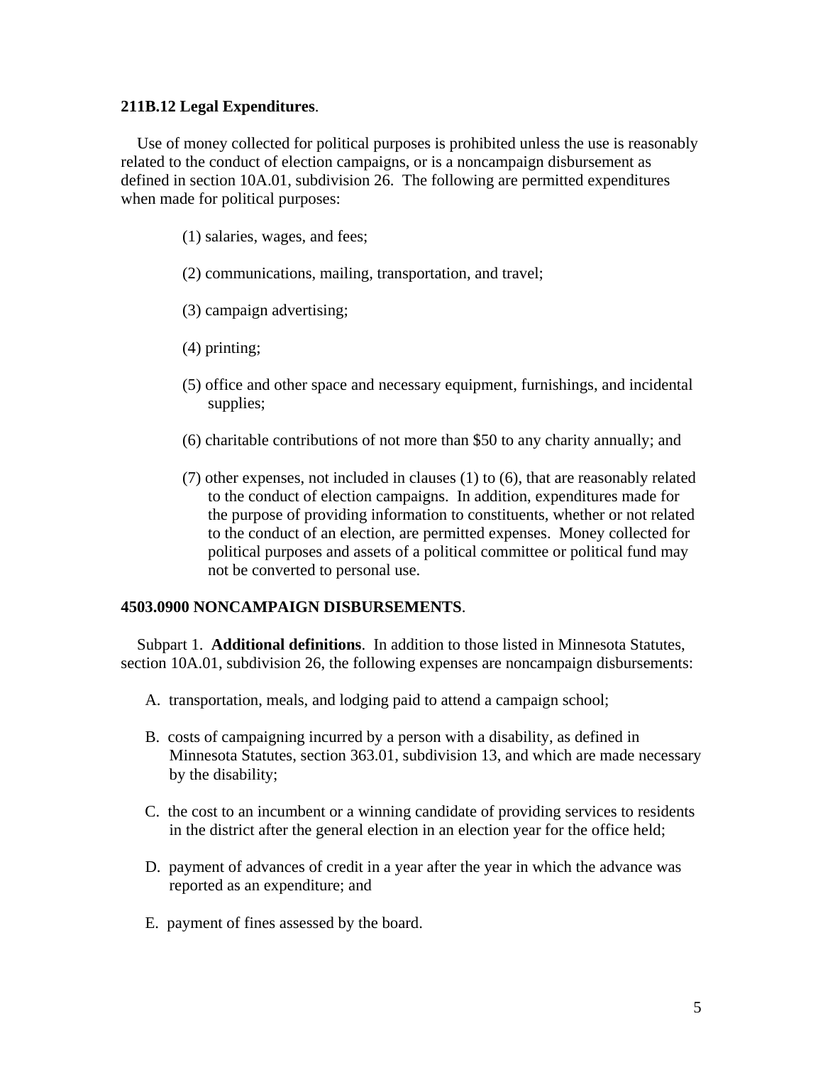**211B.12 Legal Expenditures**.

Use of money collected for political purposes is prohibited unless the use is reasonably related to the conduct of election campaigns, or is a noncampaign disbursement as defined in section 10A.01, subdivision 26. The following are permitted expenditures when made for political purposes:

(1) salaries, wages, and fees;

(2) communications, mailing, transportation, and travel;

(3) campaign advertising;

(4) printing;

(5) office and other space and necessary equipment, furnishings, and incidental supplies;

(6) charitable contributions of not more than $50 to any charity annually; and

(7) other expenses, not included in clauses (1) to (6), that are reasonably related to the conduct of election campaigns. In addition, expenditures made for the purpose of providing information to constituents, whether or not related to the conduct of an election, are permitted expenses. Money collected for political purposes and assets of a political committee or political fund may not be converted to personal use.

**4503.0900 NONCAMPAIGN DISBURSEMENTS**.

Subpart 1. **Additional definitions**. In addition to those listed in Minnesota Statutes, section 10A.01, subdivision 26, the following expenses are noncampaign disbursements:

A. transportation, meals, and lodging paid to attend a campaign school;

B. costs of campaigning incurred by a person with a disability, as defined in Minnesota Statutes, section 363.01, subdivision 13, and which are made necessary by the disability;

C. the cost to an incumbent or a winning candidate of providing services to residents in the district after the general election in an election year for the office held;

D. payment of advances of credit in a year after the year in which the advance was reported as an expenditure; and

E. payment of fines assessed by the board.